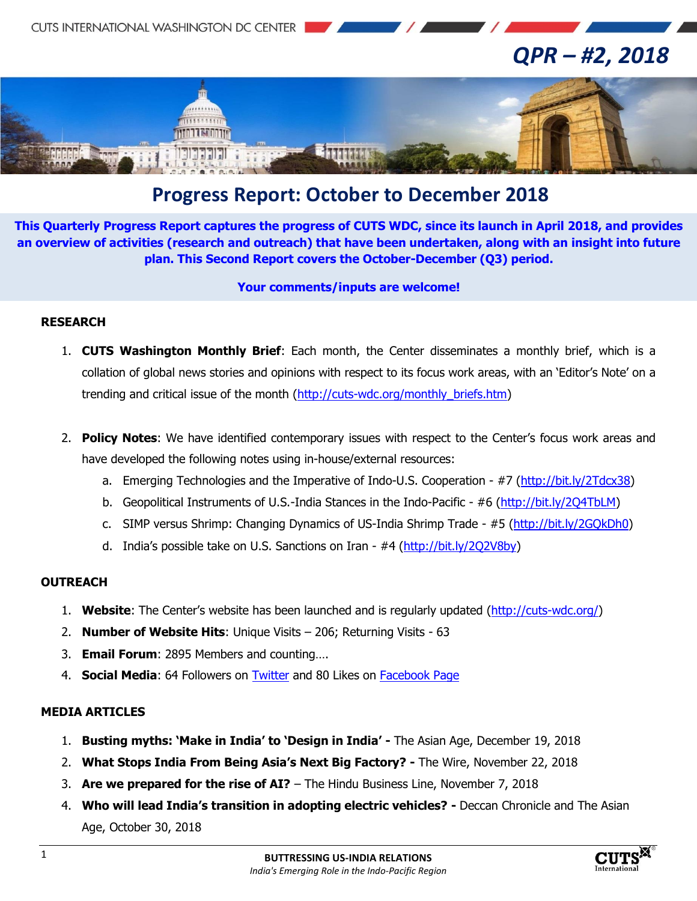# QPR – #2, 2018

## Progress Report: October to December 2018

**This Quarterly Progress Report captures the progress of CUTS WDC, since its launch in April 2018, and provides an overview of activities (research and outreach) that have been undertaken, along with an insight into future plan. This Second Report covers the October-December (Q3) period.**

**Your comments/inputs are welcome!**

### RESEARCH

1. **CUTS Washington Monthly Brief**: Each month, the Center disseminates a monthly brief, which is a collation of global news stories and opinions with respect to its focus work areas, with an 'Editor's Note' on a trending and critical issue of the month (http://cuts-wdc.org/monthly_briefs.htm)

2. **Policy Notes**: We have identified contemporary issues with respect to the Center's focus work areas and have developed the following notes using in-house/external resources:
   a. Emerging Technologies and the Imperative of Indo-U.S. Cooperation - #7 (http://bit.ly/2Tdcx38)
   b. Geopolitical Instruments of U.S.-India Stances in the Indo-Pacific - #6 (http://bit.ly/2Q4TbLM)
   c. SIMP versus Shrimp: Changing Dynamics of US-India Shrimp Trade - #5 (http://bit.ly/2GQkDh0)
   d. India's possible take on U.S. Sanctions on Iran - #4 (http://bit.ly/2Q2V8by)

### OUTREACH

1. **Website**: The Center's website has been launched and is regularly updated (http://cuts-wdc.org/)
2. **Number of Website Hits**: Unique Visits – 206; Returning Visits - 63
3. **Email Forum**: 2895 Members and counting….
4. **Social Media**: 64 Followers on Twitter and 80 Likes on Facebook Page

### MEDIA ARTICLES

1. **Busting myths: 'Make in India' to 'Design in India' -** The Asian Age, December 19, 2018
2. **What Stops India From Being Asia's Next Big Factory? -** The Wire, November 22, 2018
3. **Are we prepared for the rise of AI?** – The Hindu Business Line, November 7, 2018
4. **Who will lead India's transition in adopting electric vehicles? -** Deccan Chronicle and The Asian Age, October 30, 2018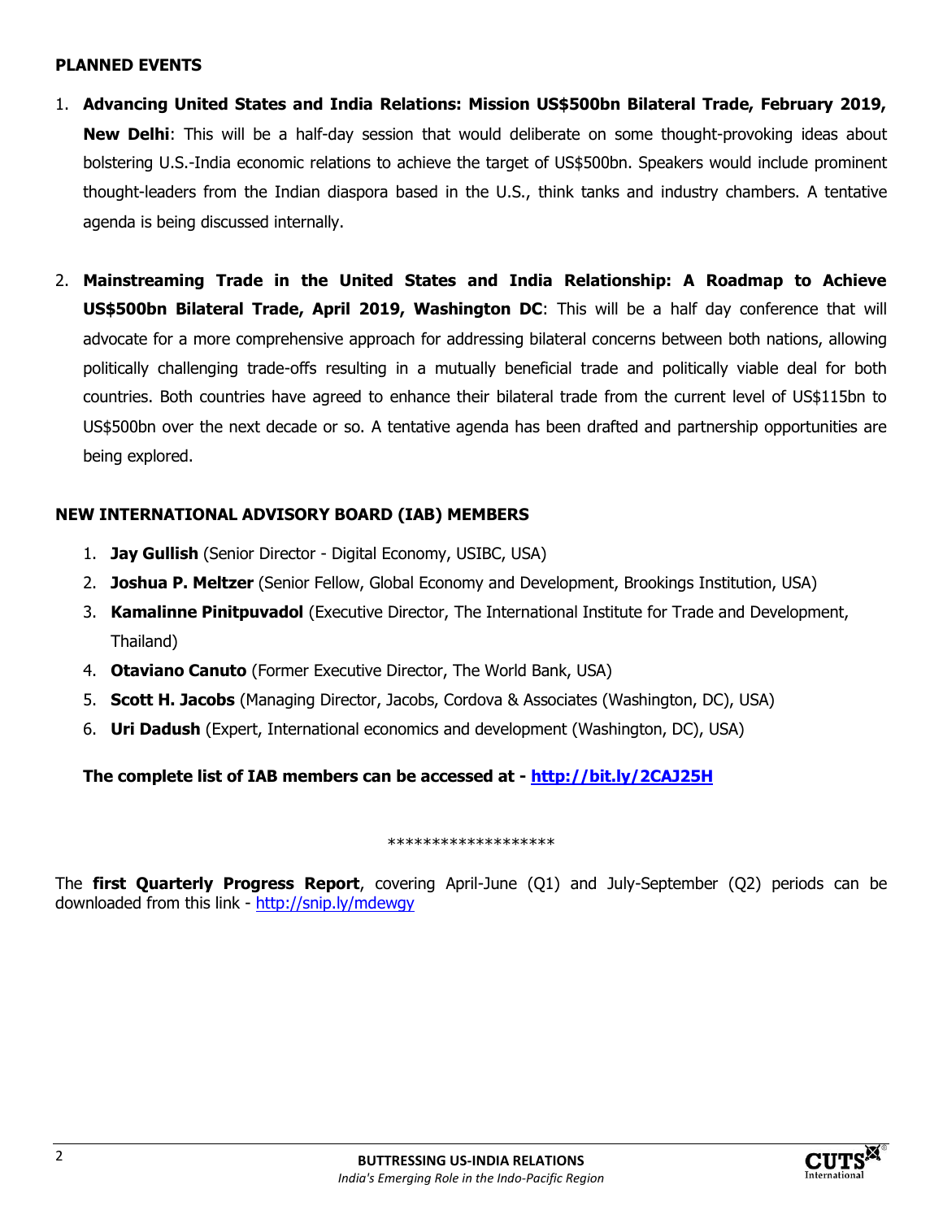## PLANNED EVENTS

1. **Advancing United States and India Relations: Mission US$500bn Bilateral Trade, February 2019, New Delhi**: This will be a half-day session that would deliberate on some thought-provoking ideas about bolstering U.S.-India economic relations to achieve the target of US$500bn. Speakers would include prominent thought-leaders from the Indian diaspora based in the U.S., think tanks and industry chambers. A tentative agenda is being discussed internally.

2. **Mainstreaming Trade in the United States and India Relationship: A Roadmap to Achieve US$500bn Bilateral Trade, April 2019, Washington DC**: This will be a half day conference that will advocate for a more comprehensive approach for addressing bilateral concerns between both nations, allowing politically challenging trade-offs resulting in a mutually beneficial trade and politically viable deal for both countries. Both countries have agreed to enhance their bilateral trade from the current level of US$115bn to US$500bn over the next decade or so. A tentative agenda has been drafted and partnership opportunities are being explored.

## NEW INTERNATIONAL ADVISORY BOARD (IAB) MEMBERS

1. **Jay Gullish** (Senior Director - Digital Economy, USIBC, USA)
2. **Joshua P. Meltzer** (Senior Fellow, Global Economy and Development, Brookings Institution, USA)
3. **Kamalinne Pinitpuvadol** (Executive Director, The International Institute for Trade and Development, Thailand)
4. **Otaviano Canuto** (Former Executive Director, The World Bank, USA)
5. **Scott H. Jacobs** (Managing Director, Jacobs, Cordova & Associates (Washington, DC), USA)
6. **Uri Dadush** (Expert, International economics and development (Washington, DC), USA)

**The complete list of IAB members can be accessed at - http://bit.ly/2CAJ25H**

*******************

The **first Quarterly Progress Report**, covering April-June (Q1) and July-September (Q2) periods can be downloaded from this link - http://snip.ly/mdewgy